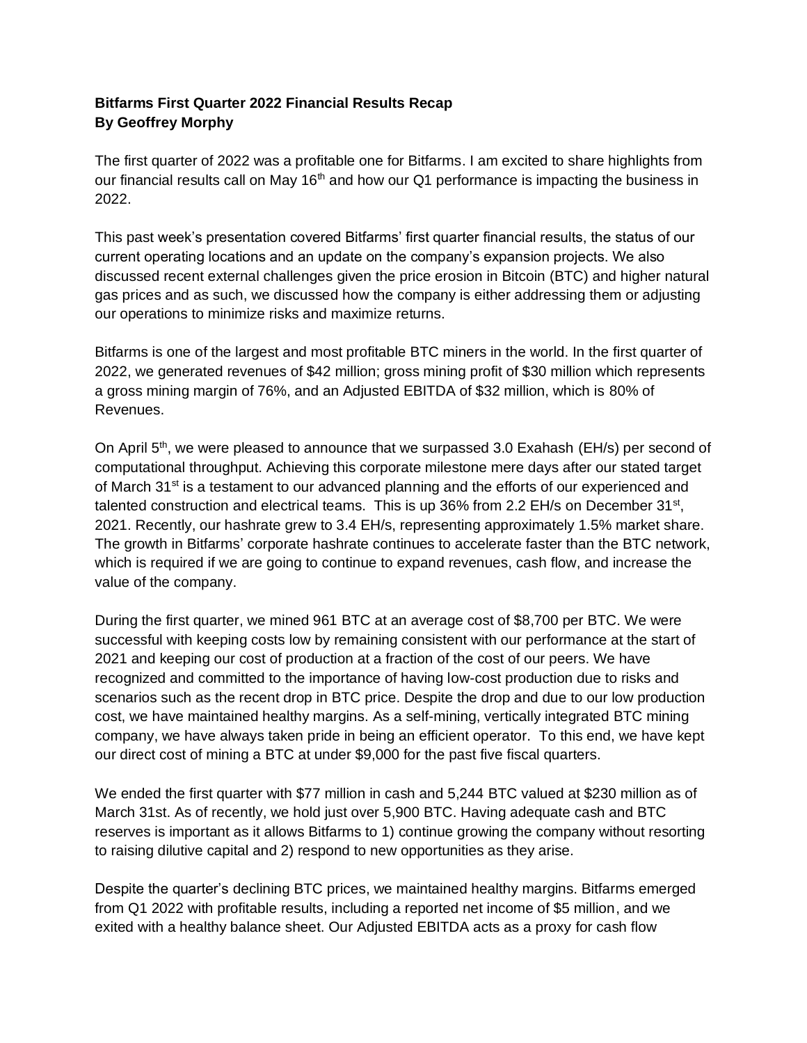**Bitfarms First Quarter 2022 Financial Results Recap**
**By Geoffrey Morphy**

The first quarter of 2022 was a profitable one for Bitfarms. I am excited to share highlights from our financial results call on May 16th and how our Q1 performance is impacting the business in 2022.

This past week's presentation covered Bitfarms' first quarter financial results, the status of our current operating locations and an update on the company's expansion projects. We also discussed recent external challenges given the price erosion in Bitcoin (BTC) and higher natural gas prices and as such, we discussed how the company is either addressing them or adjusting our operations to minimize risks and maximize returns.

Bitfarms is one of the largest and most profitable BTC miners in the world. In the first quarter of 2022, we generated revenues of $42 million; gross mining profit of $30 million which represents a gross mining margin of 76%, and an Adjusted EBITDA of $32 million, which is 80% of Revenues.

On April 5th, we were pleased to announce that we surpassed 3.0 Exahash (EH/s) per second of computational throughput. Achieving this corporate milestone mere days after our stated target of March 31st is a testament to our advanced planning and the efforts of our experienced and talented construction and electrical teams. This is up 36% from 2.2 EH/s on December 31st, 2021. Recently, our hashrate grew to 3.4 EH/s, representing approximately 1.5% market share. The growth in Bitfarms' corporate hashrate continues to accelerate faster than the BTC network, which is required if we are going to continue to expand revenues, cash flow, and increase the value of the company.

During the first quarter, we mined 961 BTC at an average cost of $8,700 per BTC. We were successful with keeping costs low by remaining consistent with our performance at the start of 2021 and keeping our cost of production at a fraction of the cost of our peers. We have recognized and committed to the importance of having low-cost production due to risks and scenarios such as the recent drop in BTC price. Despite the drop and due to our low production cost, we have maintained healthy margins. As a self-mining, vertically integrated BTC mining company, we have always taken pride in being an efficient operator. To this end, we have kept our direct cost of mining a BTC at under $9,000 for the past five fiscal quarters.

We ended the first quarter with $77 million in cash and 5,244 BTC valued at $230 million as of March 31st. As of recently, we hold just over 5,900 BTC. Having adequate cash and BTC reserves is important as it allows Bitfarms to 1) continue growing the company without resorting to raising dilutive capital and 2) respond to new opportunities as they arise.

Despite the quarter's declining BTC prices, we maintained healthy margins. Bitfarms emerged from Q1 2022 with profitable results, including a reported net income of $5 million, and we exited with a healthy balance sheet. Our Adjusted EBITDA acts as a proxy for cash flow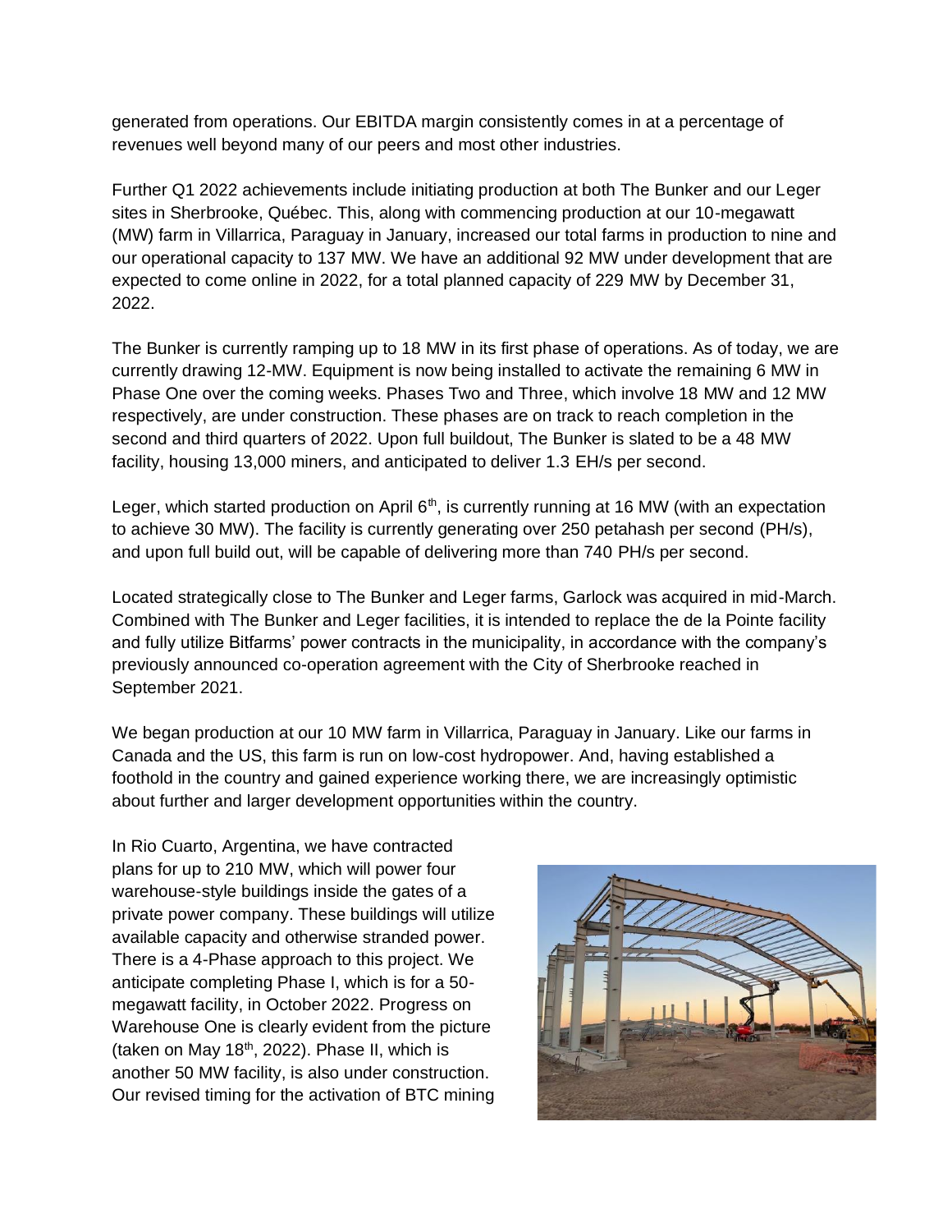generated from operations. Our EBITDA margin consistently comes in at a percentage of revenues well beyond many of our peers and most other industries.

Further Q1 2022 achievements include initiating production at both The Bunker and our Leger sites in Sherbrooke, Québec. This, along with commencing production at our 10-megawatt (MW) farm in Villarrica, Paraguay in January, increased our total farms in production to nine and our operational capacity to 137 MW. We have an additional 92 MW under development that are expected to come online in 2022, for a total planned capacity of 229 MW by December 31, 2022.

The Bunker is currently ramping up to 18 MW in its first phase of operations. As of today, we are currently drawing 12-MW. Equipment is now being installed to activate the remaining 6 MW in Phase One over the coming weeks. Phases Two and Three, which involve 18 MW and 12 MW respectively, are under construction. These phases are on track to reach completion in the second and third quarters of 2022. Upon full buildout, The Bunker is slated to be a 48 MW facility, housing 13,000 miners, and anticipated to deliver 1.3 EH/s per second.

Leger, which started production on April 6th, is currently running at 16 MW (with an expectation to achieve 30 MW). The facility is currently generating over 250 petahash per second (PH/s), and upon full build out, will be capable of delivering more than 740 PH/s per second.

Located strategically close to The Bunker and Leger farms, Garlock was acquired in mid-March. Combined with The Bunker and Leger facilities, it is intended to replace the de la Pointe facility and fully utilize Bitfarms' power contracts in the municipality, in accordance with the company's previously announced co-operation agreement with the City of Sherbrooke reached in September 2021.

We began production at our 10 MW farm in Villarrica, Paraguay in January. Like our farms in Canada and the US, this farm is run on low-cost hydropower. And, having established a foothold in the country and gained experience working there, we are increasingly optimistic about further and larger development opportunities within the country.

In Rio Cuarto, Argentina, we have contracted plans for up to 210 MW, which will power four warehouse-style buildings inside the gates of a private power company. These buildings will utilize available capacity and otherwise stranded power. There is a 4-Phase approach to this project. We anticipate completing Phase I, which is for a 50-megawatt facility, in October 2022. Progress on Warehouse One is clearly evident from the picture (taken on May 18th, 2022). Phase II, which is another 50 MW facility, is also under construction. Our revised timing for the activation of BTC mining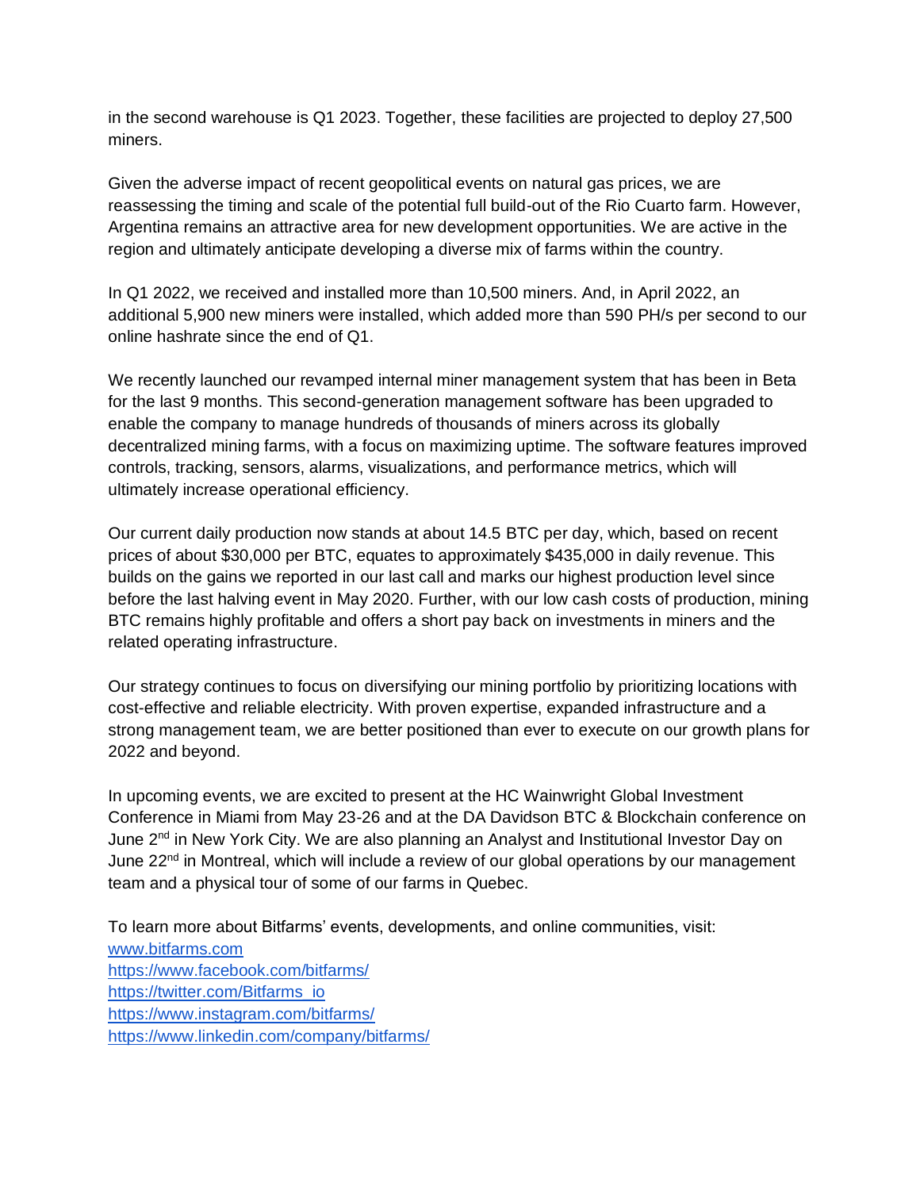in the second warehouse is Q1 2023. Together, these facilities are projected to deploy 27,500 miners.

Given the adverse impact of recent geopolitical events on natural gas prices, we are reassessing the timing and scale of the potential full build-out of the Rio Cuarto farm. However, Argentina remains an attractive area for new development opportunities. We are active in the region and ultimately anticipate developing a diverse mix of farms within the country.

In Q1 2022, we received and installed more than 10,500 miners. And, in April 2022, an additional 5,900 new miners were installed, which added more than 590 PH/s per second to our online hashrate since the end of Q1.

We recently launched our revamped internal miner management system that has been in Beta for the last 9 months. This second-generation management software has been upgraded to enable the company to manage hundreds of thousands of miners across its globally decentralized mining farms, with a focus on maximizing uptime. The software features improved controls, tracking, sensors, alarms, visualizations, and performance metrics, which will ultimately increase operational efficiency.

Our current daily production now stands at about 14.5 BTC per day, which, based on recent prices of about $30,000 per BTC, equates to approximately $435,000 in daily revenue. This builds on the gains we reported in our last call and marks our highest production level since before the last halving event in May 2020. Further, with our low cash costs of production, mining BTC remains highly profitable and offers a short pay back on investments in miners and the related operating infrastructure.

Our strategy continues to focus on diversifying our mining portfolio by prioritizing locations with cost-effective and reliable electricity. With proven expertise, expanded infrastructure and a strong management team, we are better positioned than ever to execute on our growth plans for 2022 and beyond.

In upcoming events, we are excited to present at the HC Wainwright Global Investment Conference in Miami from May 23-26 and at the DA Davidson BTC & Blockchain conference on June 2nd in New York City. We are also planning an Analyst and Institutional Investor Day on June 22nd in Montreal, which will include a review of our global operations by our management team and a physical tour of some of our farms in Quebec.

To learn more about Bitfarms' events, developments, and online communities, visit:
[www.bitfarms.com](http://www.bitfarms.com)
[https://www.facebook.com/bitfarms/](https://www.facebook.com/bitfarms/)
[https://twitter.com/Bitfarms_io](https://twitter.com/Bitfarms_io)
[https://www.instagram.com/bitfarms/](https://www.instagram.com/bitfarms/)
[https://www.linkedin.com/company/bitfarms/](https://www.linkedin.com/company/bitfarms/)